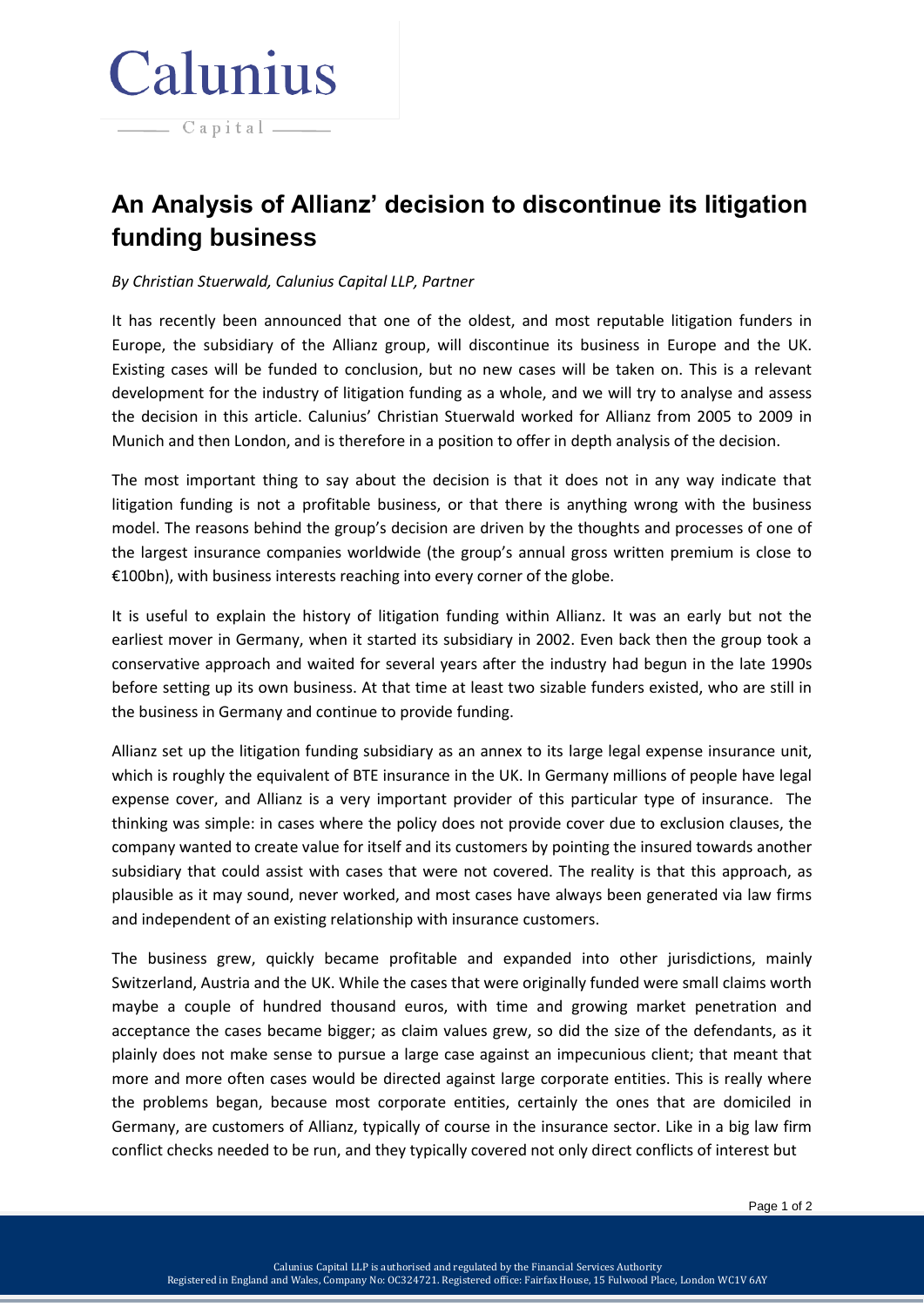Calunius

Capital

# An Analysis of Allianz' decision to discontinue its litigation funding business

*By Christian Stuerwald, Calunius Capital LLP, Partner*

It has recently been announced that one of the oldest, and most reputable litigation funders in Europe, the subsidiary of the Allianz group, will discontinue its business in Europe and the UK. Existing cases will be funded to conclusion, but no new cases will be taken on. This is a relevant development for the industry of litigation funding as a whole, and we will try to analyse and assess the decision in this article. Calunius' Christian Stuerwald worked for Allianz from 2005 to 2009 in Munich and then London, and is therefore in a position to offer in depth analysis of the decision.

The most important thing to say about the decision is that it does not in any way indicate that litigation funding is not a profitable business, or that there is anything wrong with the business model. The reasons behind the group's decision are driven by the thoughts and processes of one of the largest insurance companies worldwide (the group's annual gross written premium is close to €100bn), with business interests reaching into every corner of the globe.

It is useful to explain the history of litigation funding within Allianz. It was an early but not the earliest mover in Germany, when it started its subsidiary in 2002. Even back then the group took a conservative approach and waited for several years after the industry had begun in the late 1990s before setting up its own business. At that time at least two sizable funders existed, who are still in the business in Germany and continue to provide funding.

Allianz set up the litigation funding subsidiary as an annex to its large legal expense insurance unit, which is roughly the equivalent of BTE insurance in the UK. In Germany millions of people have legal expense cover, and Allianz is a very important provider of this particular type of insurance. The thinking was simple: in cases where the policy does not provide cover due to exclusion clauses, the company wanted to create value for itself and its customers by pointing the insured towards another subsidiary that could assist with cases that were not covered. The reality is that this approach, as plausible as it may sound, never worked, and most cases have always been generated via law firms and independent of an existing relationship with insurance customers.

The business grew, quickly became profitable and expanded into other jurisdictions, mainly Switzerland, Austria and the UK. While the cases that were originally funded were small claims worth maybe a couple of hundred thousand euros, with time and growing market penetration and acceptance the cases became bigger; as claim values grew, so did the size of the defendants, as it plainly does not make sense to pursue a large case against an impecunious client; that meant that more and more often cases would be directed against large corporate entities. This is really where the problems began, because most corporate entities, certainly the ones that are domiciled in Germany, are customers of Allianz, typically of course in the insurance sector. Like in a big law firm conflict checks needed to be run, and they typically covered not only direct conflicts of interest but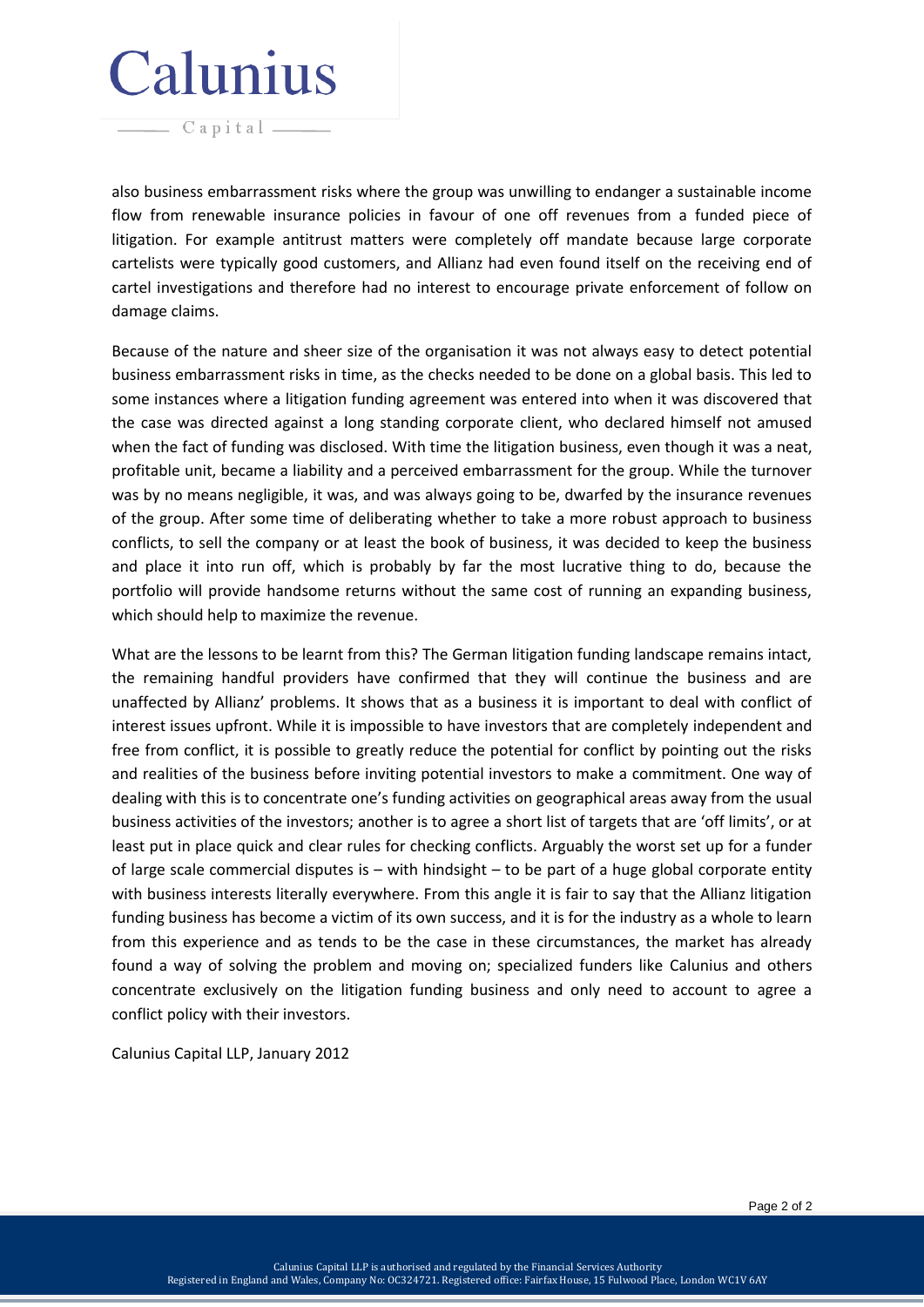also business embarrassment risks where the group was unwilling to endanger a sustainable income flow from renewable insurance policies in favour of one off revenues from a funded piece of litigation. For example antitrust matters were completely off mandate because large corporate cartelists were typically good customers, and Allianz had even found itself on the receiving end of cartel investigations and therefore had no interest to encourage private enforcement of follow on damage claims.

Because of the nature and sheer size of the organisation it was not always easy to detect potential business embarrassment risks in time, as the checks needed to be done on a global basis. This led to some instances where a litigation funding agreement was entered into when it was discovered that the case was directed against a long standing corporate client, who declared himself not amused when the fact of funding was disclosed. With time the litigation business, even though it was a neat, profitable unit, became a liability and a perceived embarrassment for the group. While the turnover was by no means negligible, it was, and was always going to be, dwarfed by the insurance revenues of the group. After some time of deliberating whether to take a more robust approach to business conflicts, to sell the company or at least the book of business, it was decided to keep the business and place it into run off, which is probably by far the most lucrative thing to do, because the portfolio will provide handsome returns without the same cost of running an expanding business, which should help to maximize the revenue.

What are the lessons to be learnt from this? The German litigation funding landscape remains intact, the remaining handful providers have confirmed that they will continue the business and are unaffected by Allianz' problems. It shows that as a business it is important to deal with conflict of interest issues upfront. While it is impossible to have investors that are completely independent and free from conflict, it is possible to greatly reduce the potential for conflict by pointing out the risks and realities of the business before inviting potential investors to make a commitment. One way of dealing with this is to concentrate one's funding activities on geographical areas away from the usual business activities of the investors; another is to agree a short list of targets that are 'off limits', or at least put in place quick and clear rules for checking conflicts. Arguably the worst set up for a funder of large scale commercial disputes is – with hindsight – to be part of a huge global corporate entity with business interests literally everywhere. From this angle it is fair to say that the Allianz litigation funding business has become a victim of its own success, and it is for the industry as a whole to learn from this experience and as tends to be the case in these circumstances, the market has already found a way of solving the problem and moving on; specialized funders like Calunius and others concentrate exclusively on the litigation funding business and only need to account to agree a conflict policy with their investors.

Calunius Capital LLP, January 2012